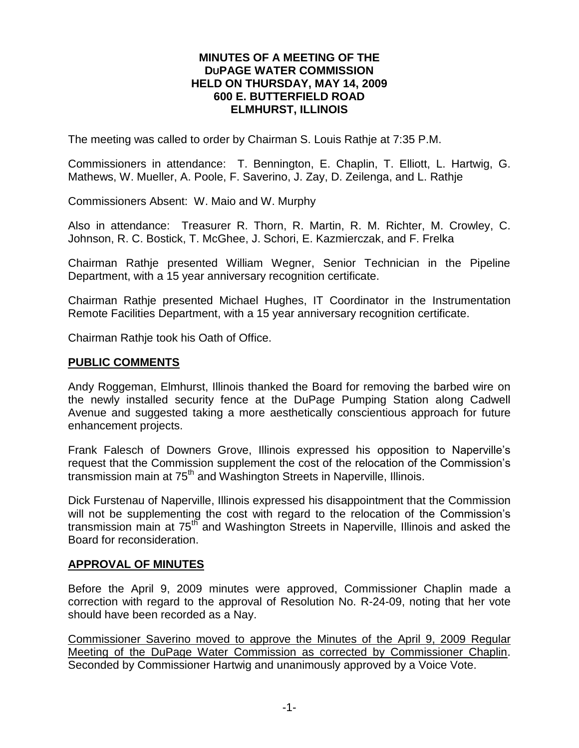# MINUTES OF A MEETING OF THE DuPAGE WATER COMMISSION HELD ON THURSDAY, MAY 14, 2009 600 E. BUTTERFIELD ROAD ELMHURST, ILLINOIS

The meeting was called to order by Chairman S. Louis Rathje at 7:35 P.M.

Commissioners in attendance: T. Bennington, E. Chaplin, T. Elliott, L. Hartwig, G. Mathews, W. Mueller, A. Poole, F. Saverino, J. Zay, D. Zeilenga, and L. Rathje

Commissioners Absent: W. Maio and W. Murphy

Also in attendance: Treasurer R. Thorn, R. Martin, R. M. Richter, M. Crowley, C. Johnson, R. C. Bostick, T. McGhee, J. Schori, E. Kazmierczak, and F. Frelka

Chairman Rathje presented William Wegner, Senior Technician in the Pipeline Department, with a 15 year anniversary recognition certificate.

Chairman Rathje presented Michael Hughes, IT Coordinator in the Instrumentation Remote Facilities Department, with a 15 year anniversary recognition certificate.

Chairman Rathje took his Oath of Office.

## PUBLIC COMMENTS

Andy Roggeman, Elmhurst, Illinois thanked the Board for removing the barbed wire on the newly installed security fence at the DuPage Pumping Station along Cadwell Avenue and suggested taking a more aesthetically conscientious approach for future enhancement projects.

Frank Falesch of Downers Grove, Illinois expressed his opposition to Naperville's request that the Commission supplement the cost of the relocation of the Commission's transmission main at 75th and Washington Streets in Naperville, Illinois.

Dick Furstenau of Naperville, Illinois expressed his disappointment that the Commission will not be supplementing the cost with regard to the relocation of the Commission's transmission main at 75th and Washington Streets in Naperville, Illinois and asked the Board for reconsideration.

## APPROVAL OF MINUTES

Before the April 9, 2009 minutes were approved, Commissioner Chaplin made a correction with regard to the approval of Resolution No. R-24-09, noting that her vote should have been recorded as a Nay.

Commissioner Saverino moved to approve the Minutes of the April 9, 2009 Regular Meeting of the DuPage Water Commission as corrected by Commissioner Chaplin. Seconded by Commissioner Hartwig and unanimously approved by a Voice Vote.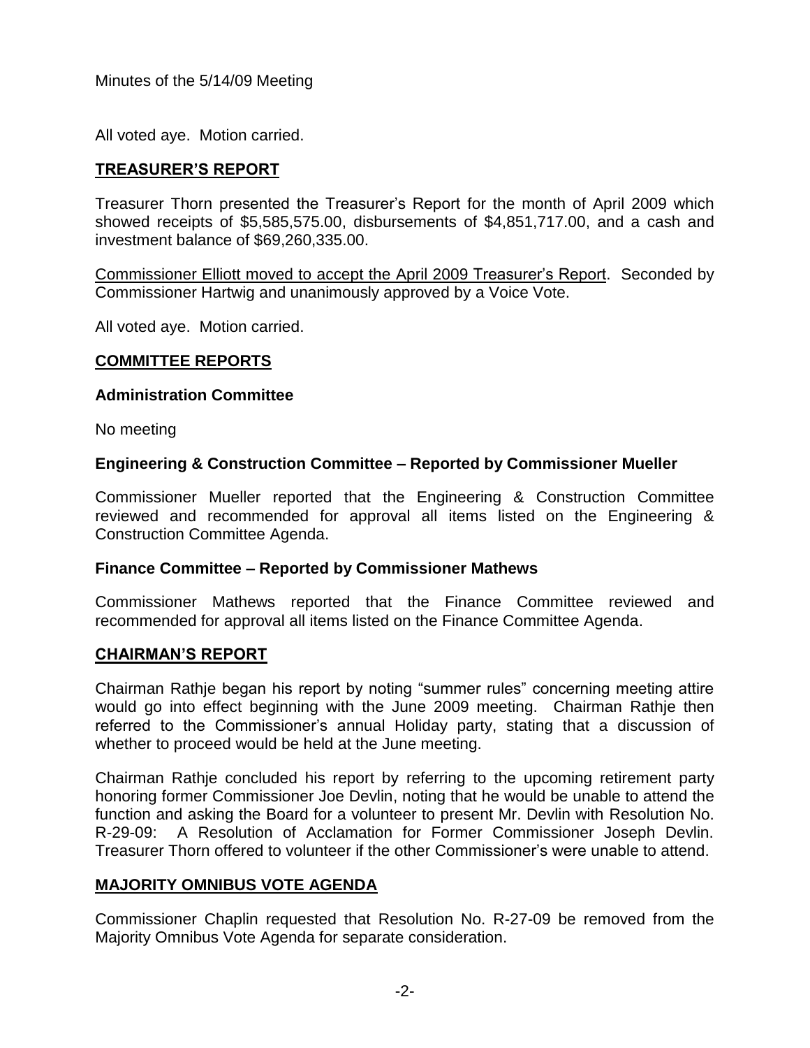All voted aye. Motion carried.

## TREASURER'S REPORT

Treasurer Thorn presented the Treasurer's Report for the month of April 2009 which showed receipts of $5,585,575.00, disbursements of $4,851,717.00, and a cash and investment balance of $69,260,335.00.

Commissioner Elliott moved to accept the April 2009 Treasurer's Report. Seconded by Commissioner Hartwig and unanimously approved by a Voice Vote.

All voted aye. Motion carried.

## COMMITTEE REPORTS

### Administration Committee

No meeting

### Engineering & Construction Committee – Reported by Commissioner Mueller

Commissioner Mueller reported that the Engineering & Construction Committee reviewed and recommended for approval all items listed on the Engineering & Construction Committee Agenda.

### Finance Committee – Reported by Commissioner Mathews

Commissioner Mathews reported that the Finance Committee reviewed and recommended for approval all items listed on the Finance Committee Agenda.

## CHAIRMAN'S REPORT

Chairman Rathje began his report by noting "summer rules" concerning meeting attire would go into effect beginning with the June 2009 meeting. Chairman Rathje then referred to the Commissioner's annual Holiday party, stating that a discussion of whether to proceed would be held at the June meeting.

Chairman Rathje concluded his report by referring to the upcoming retirement party honoring former Commissioner Joe Devlin, noting that he would be unable to attend the function and asking the Board for a volunteer to present Mr. Devlin with Resolution No. R-29-09: A Resolution of Acclamation for Former Commissioner Joseph Devlin. Treasurer Thorn offered to volunteer if the other Commissioner's were unable to attend.

## MAJORITY OMNIBUS VOTE AGENDA

Commissioner Chaplin requested that Resolution No. R-27-09 be removed from the Majority Omnibus Vote Agenda for separate consideration.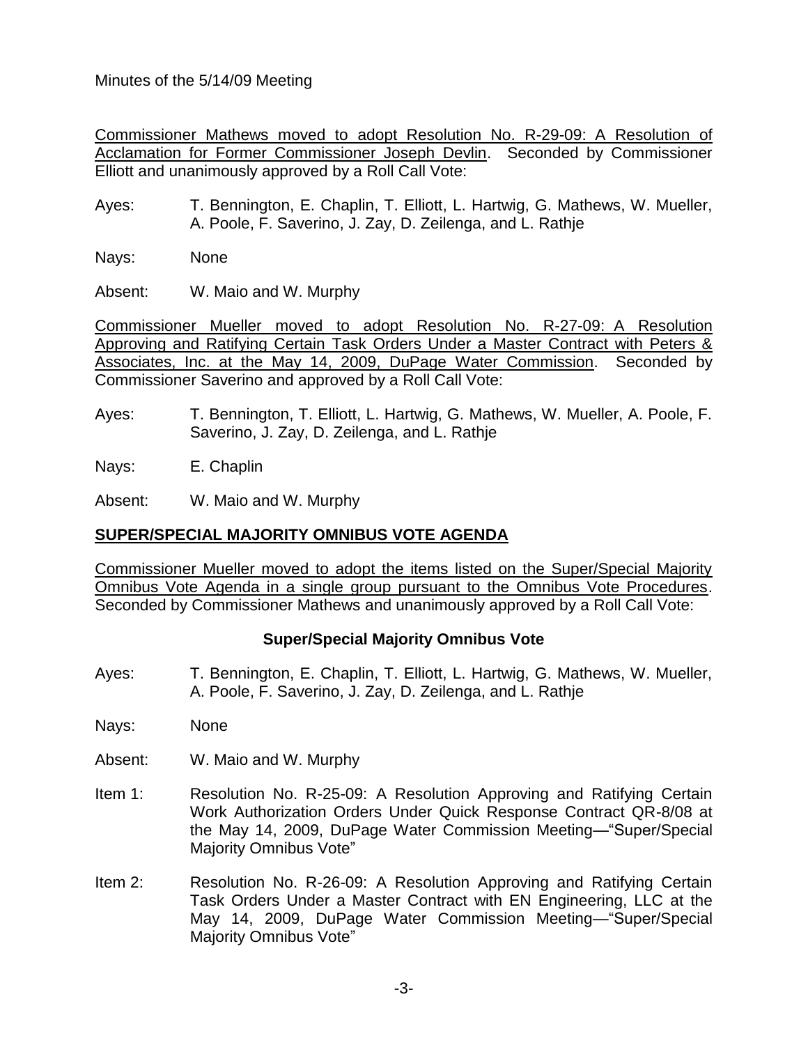Commissioner Mathews moved to adopt Resolution No. R-29-09: A Resolution of Acclamation for Former Commissioner Joseph Devlin. Seconded by Commissioner Elliott and unanimously approved by a Roll Call Vote:

Ayes: T. Bennington, E. Chaplin, T. Elliott, L. Hartwig, G. Mathews, W. Mueller, A. Poole, F. Saverino, J. Zay, D. Zeilenga, and L. Rathje

Nays: None

Absent: W. Maio and W. Murphy

Commissioner Mueller moved to adopt Resolution No. R-27-09: A Resolution Approving and Ratifying Certain Task Orders Under a Master Contract with Peters & Associates, Inc. at the May 14, 2009, DuPage Water Commission. Seconded by Commissioner Saverino and approved by a Roll Call Vote:

Ayes: T. Bennington, T. Elliott, L. Hartwig, G. Mathews, W. Mueller, A. Poole, F. Saverino, J. Zay, D. Zeilenga, and L. Rathje

Nays: E. Chaplin

Absent: W. Maio and W. Murphy

## SUPER/SPECIAL MAJORITY OMNIBUS VOTE AGENDA

Commissioner Mueller moved to adopt the items listed on the Super/Special Majority Omnibus Vote Agenda in a single group pursuant to the Omnibus Vote Procedures. Seconded by Commissioner Mathews and unanimously approved by a Roll Call Vote:

### Super/Special Majority Omnibus Vote

Ayes: T. Bennington, E. Chaplin, T. Elliott, L. Hartwig, G. Mathews, W. Mueller, A. Poole, F. Saverino, J. Zay, D. Zeilenga, and L. Rathje

Nays: None

Absent: W. Maio and W. Murphy

Item 1: Resolution No. R-25-09: A Resolution Approving and Ratifying Certain Work Authorization Orders Under Quick Response Contract QR-8/08 at the May 14, 2009, DuPage Water Commission Meeting—"Super/Special Majority Omnibus Vote"

Item 2: Resolution No. R-26-09: A Resolution Approving and Ratifying Certain Task Orders Under a Master Contract with EN Engineering, LLC at the May 14, 2009, DuPage Water Commission Meeting—"Super/Special Majority Omnibus Vote"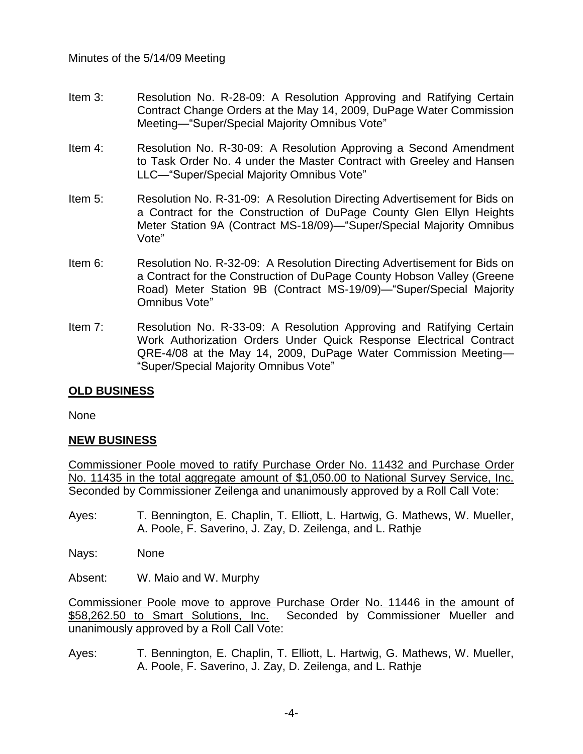Item 3: Resolution No. R-28-09: A Resolution Approving and Ratifying Certain Contract Change Orders at the May 14, 2009, DuPage Water Commission Meeting—"Super/Special Majority Omnibus Vote"

Item 4: Resolution No. R-30-09: A Resolution Approving a Second Amendment to Task Order No. 4 under the Master Contract with Greeley and Hansen LLC—"Super/Special Majority Omnibus Vote"

Item 5: Resolution No. R-31-09: A Resolution Directing Advertisement for Bids on a Contract for the Construction of DuPage County Glen Ellyn Heights Meter Station 9A (Contract MS-18/09)—"Super/Special Majority Omnibus Vote"

Item 6: Resolution No. R-32-09: A Resolution Directing Advertisement for Bids on a Contract for the Construction of DuPage County Hobson Valley (Greene Road) Meter Station 9B (Contract MS-19/09)—"Super/Special Majority Omnibus Vote"

Item 7: Resolution No. R-33-09: A Resolution Approving and Ratifying Certain Work Authorization Orders Under Quick Response Electrical Contract QRE-4/08 at the May 14, 2009, DuPage Water Commission Meeting—"Super/Special Majority Omnibus Vote"

## OLD BUSINESS

None

## NEW BUSINESS

Commissioner Poole moved to ratify Purchase Order No. 11432 and Purchase Order No. 11435 in the total aggregate amount of $1,050.00 to National Survey Service, Inc. Seconded by Commissioner Zeilenga and unanimously approved by a Roll Call Vote:

Ayes: T. Bennington, E. Chaplin, T. Elliott, L. Hartwig, G. Mathews, W. Mueller, A. Poole, F. Saverino, J. Zay, D. Zeilenga, and L. Rathje

Nays: None

Absent: W. Maio and W. Murphy

Commissioner Poole move to approve Purchase Order No. 11446 in the amount of $58,262.50 to Smart Solutions, Inc. Seconded by Commissioner Mueller and unanimously approved by a Roll Call Vote:

Ayes: T. Bennington, E. Chaplin, T. Elliott, L. Hartwig, G. Mathews, W. Mueller, A. Poole, F. Saverino, J. Zay, D. Zeilenga, and L. Rathje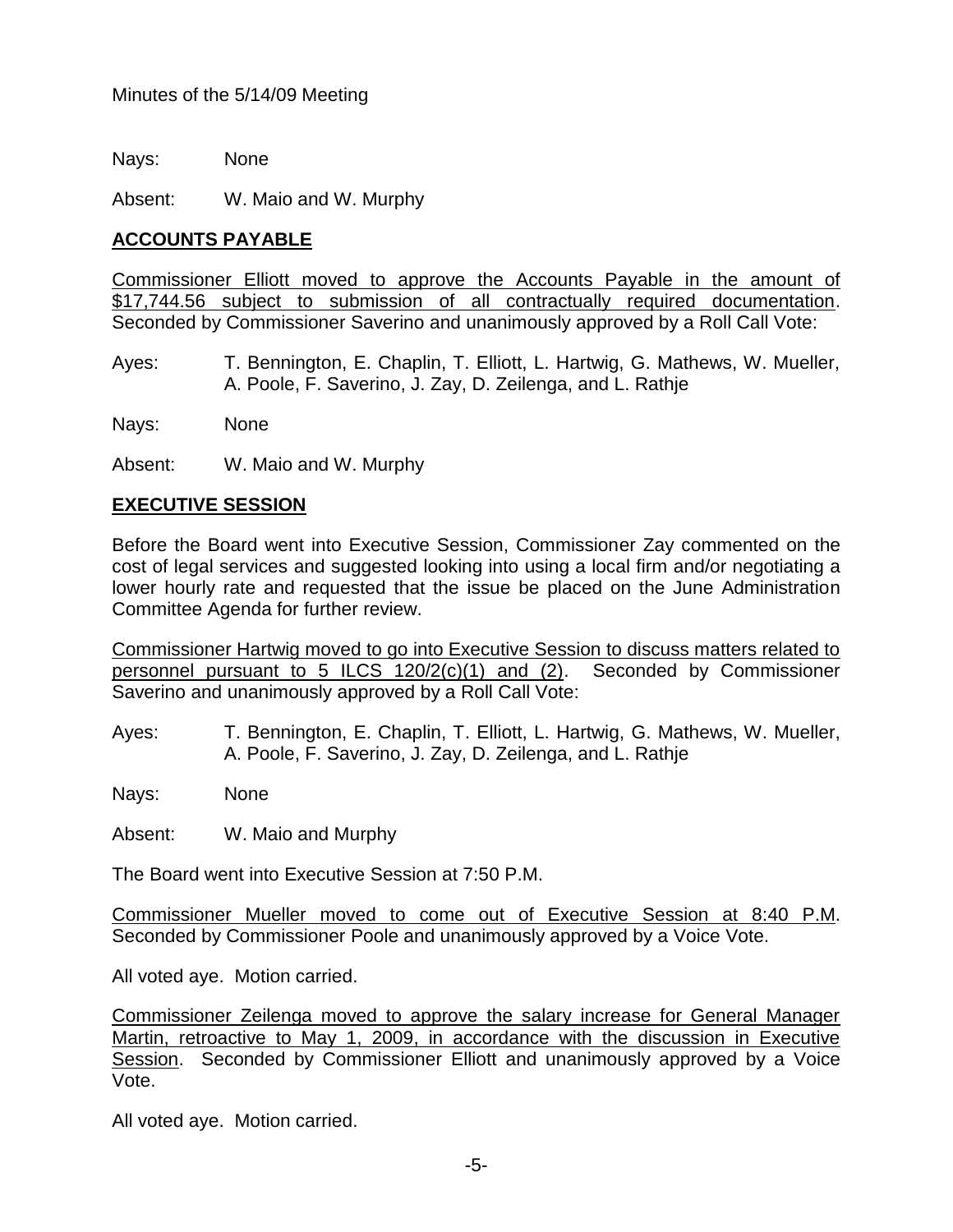Nays: None

Absent: W. Maio and W. Murphy

## ACCOUNTS PAYABLE

Commissioner Elliott moved to approve the Accounts Payable in the amount of $17,744.56 subject to submission of all contractually required documentation. Seconded by Commissioner Saverino and unanimously approved by a Roll Call Vote:

Ayes: T. Bennington, E. Chaplin, T. Elliott, L. Hartwig, G. Mathews, W. Mueller, A. Poole, F. Saverino, J. Zay, D. Zeilenga, and L. Rathje

Nays: None

Absent: W. Maio and W. Murphy

## EXECUTIVE SESSION

Before the Board went into Executive Session, Commissioner Zay commented on the cost of legal services and suggested looking into using a local firm and/or negotiating a lower hourly rate and requested that the issue be placed on the June Administration Committee Agenda for further review.

Commissioner Hartwig moved to go into Executive Session to discuss matters related to personnel pursuant to 5 ILCS 120/2(c)(1) and (2). Seconded by Commissioner Saverino and unanimously approved by a Roll Call Vote:

Ayes: T. Bennington, E. Chaplin, T. Elliott, L. Hartwig, G. Mathews, W. Mueller, A. Poole, F. Saverino, J. Zay, D. Zeilenga, and L. Rathje

Nays: None

Absent: W. Maio and Murphy

The Board went into Executive Session at 7:50 P.M.

Commissioner Mueller moved to come out of Executive Session at 8:40 P.M. Seconded by Commissioner Poole and unanimously approved by a Voice Vote.

All voted aye. Motion carried.

Commissioner Zeilenga moved to approve the salary increase for General Manager Martin, retroactive to May 1, 2009, in accordance with the discussion in Executive Session. Seconded by Commissioner Elliott and unanimously approved by a Voice Vote.

All voted aye. Motion carried.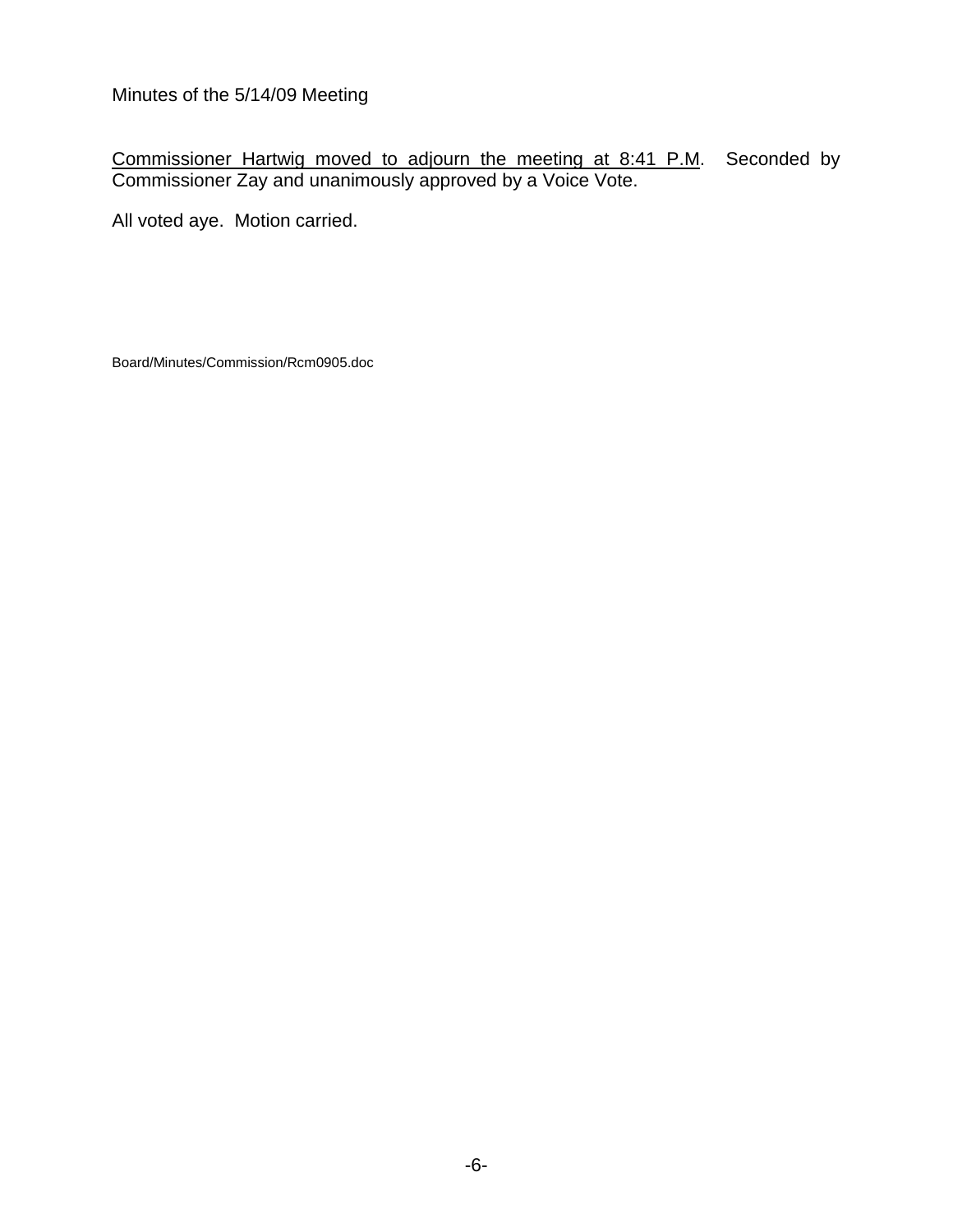Minutes of the 5/14/09 Meeting

Commissioner Hartwig moved to adjourn the meeting at 8:41 P.M. Seconded by Commissioner Zay and unanimously approved by a Voice Vote.

All voted aye. Motion carried.

Board/Minutes/Commission/Rcm0905.doc